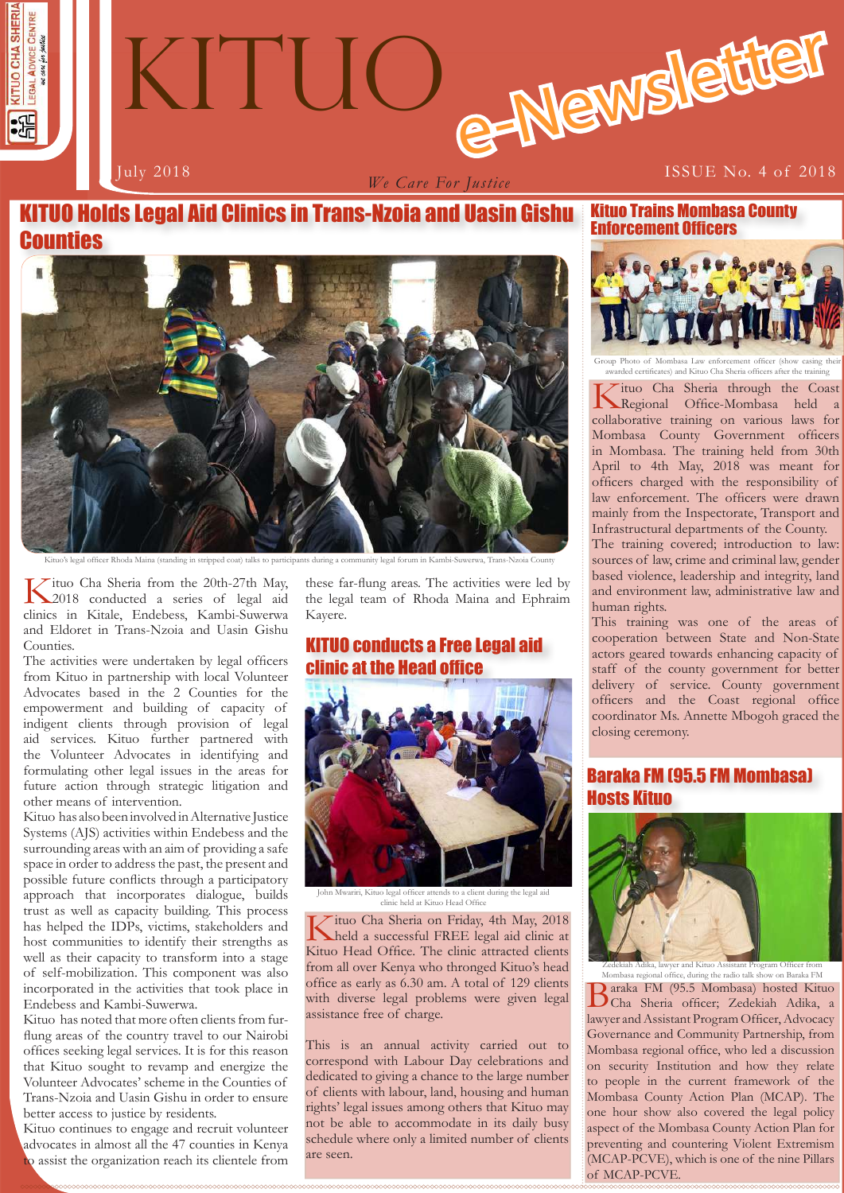# KITUO e-Newsletter

July 2018

*We Care For Justice*

ISSUE No. 4 of 2018

## KITUO Holds Legal Aid Clinics in Trans-Nzoia and Uasin Gishu Counties

Kituo's legal officer Rhoda Maina (standing in stripped coat) talks to participants during a community legal forum in Kambi-Suwerwa, Trans-Nzoia County

Kituo Cha Sheria from the 20th-27th May, 2018 conducted a series of legal aid clinics in Kitale, Endebess, Kambi-Suwerwa and Eldoret in Trans-Nzoia and Uasin Gishu Counties.

The activities were undertaken by legal officers from Kituo in partnership with local Volunteer Advocates based in the 2 Counties for the empowerment and building of capacity of indigent clients through provision of legal aid services. Kituo further partnered with the Volunteer Advocates in identifying and formulating other legal issues in the areas for future action through strategic litigation and other means of intervention.

Kituo has also been involved in Alternative Justice Systems (AJS) activities within Endebess and the surrounding areas with an aim of providing a safe space in order to address the past, the present and possible future conflicts through a participatory approach that incorporates dialogue, builds trust as well as capacity building. This process has helped the IDPs, victims, stakeholders and host communities to identify their strengths as well as their capacity to transform into a stage of self-mobilization. This component was also incorporated in the activities that took place in Endebess and Kambi-Suwerwa.

Kituo has noted that more often clients from far-flung areas of the country travel to our Nairobi offices seeking legal services. It is for this reason that Kituo sought to revamp and energize the Volunteer Advocates' scheme in the Counties of Trans-Nzoia and Uasin Gishu in order to ensure better access to justice by residents.

Kituo continues to engage and recruit volunteer advocates in almost all the 47 counties in Kenya to assist the organization reach its clientele from these far-flung areas. The activities were led by the legal team of Rhoda Maina and Ephraim Kayere.

## KITUO conducts a Free Legal aid clinic at the Head office

John Mwariri, Kituo legal officer attends to a client during the legal aid clinic held at Kituo Head Office

Kituo Cha Sheria on Friday, 4th May, 2018 held a successful FREE legal aid clinic at Kituo Head Office. The clinic attracted clients from all over Kenya who thronged Kituo's head office as early as 6.30 am. A total of 129 clients with diverse legal problems were given legal assistance free of charge.

This is an annual activity carried out to correspond with Labour Day celebrations and dedicated to giving a chance to the large number of clients with labour, land, housing and human rights' legal issues among others that Kituo may not be able to accommodate in its daily busy schedule where only a limited number of clients are seen.

## Kituo Trains Mombasa County Enforcement Officers

Group Photo of Mombasa Law enforcement officer (show casing their awarded certificates) and Kituo Cha Sheria officers after the training

Kituo Cha Sheria through the Coast Regional Office-Mombasa held a collaborative training on various laws for Mombasa County Government officers in Mombasa. The training held from 30th April to 4th May, 2018 was meant for officers charged with the responsibility of law enforcement. The officers were drawn mainly from the Inspectorate, Transport and Infrastructural departments of the County.

The training covered; introduction to law: sources of law, crime and criminal law, gender based violence, leadership and integrity, land and environment law, administrative law and human rights.

This training was one of the areas of cooperation between State and Non-State actors geared towards enhancing capacity of staff of the county government for better delivery of service. County government officers and the Coast regional office coordinator Ms. Annette Mbogoh graced the closing ceremony.

## Baraka FM (95.5 FM Mombasa) Hosts Kituo

Zedekiah Adika, lawyer and Kituo Assistant Program Officer from Mombasa regional office, during the radio talk show on Baraka FM

Baraka FM (95.5 Mombasa) hosted Kituo Cha Sheria officer; Zedekiah Adika, a lawyer and Assistant Program Officer, Advocacy Governance and Community Partnership, from Mombasa regional office, who led a discussion on security Institution and how they relate to people in the current framework of the Mombasa County Action Plan (MCAP). The one hour show also covered the legal policy aspect of the Mombasa County Action Plan for preventing and countering Violent Extremism (MCAP-PCVE), which is one of the nine Pillars of MCAP-PCVE.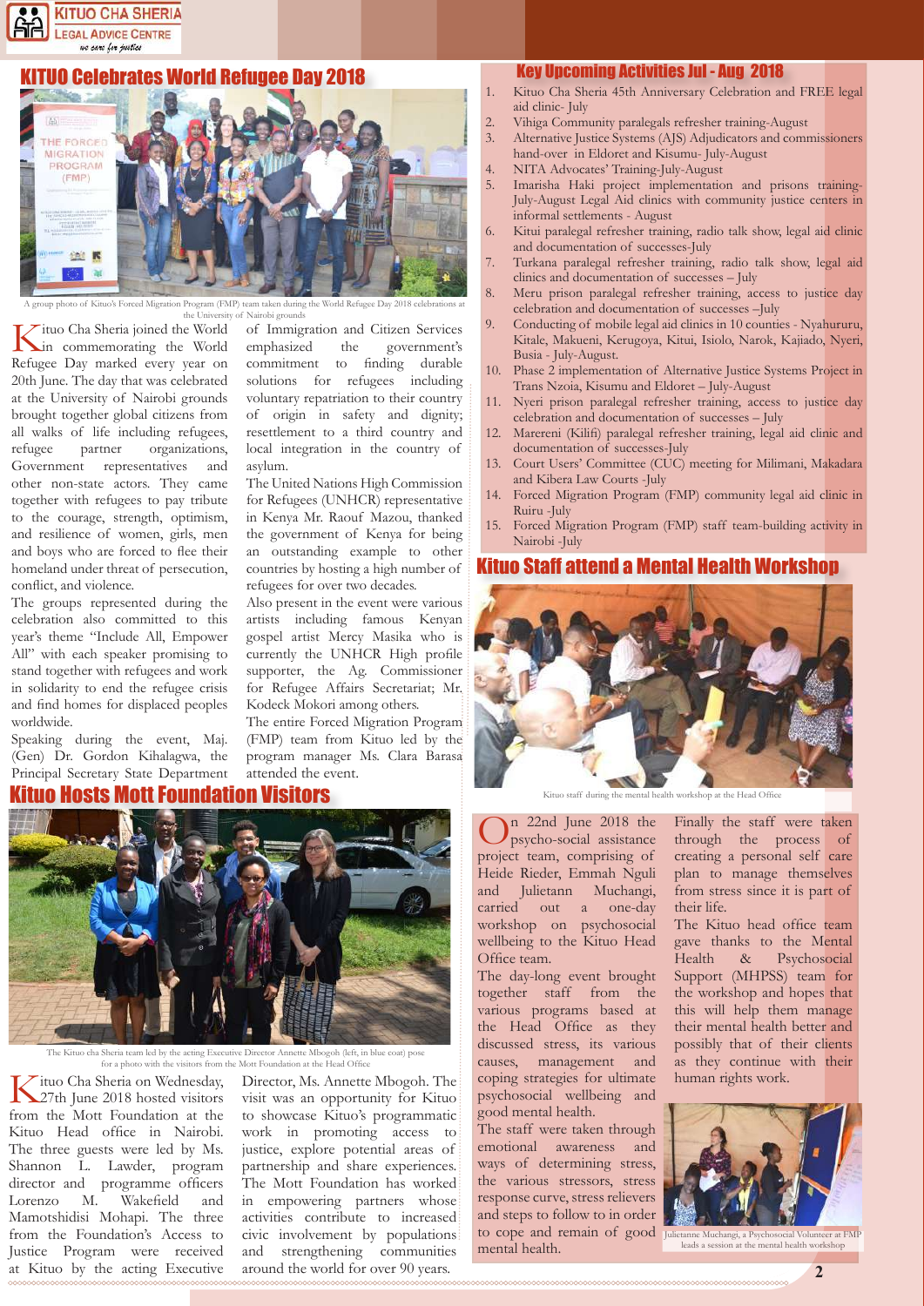## KITUO Celebrates World Refugee Day 2018

A group photo of Kituo's Forced Migration Program (FMP) team taken during the World Refugee Day 2018 celebrations at the University of Nairobi grounds

Kituo Cha Sheria joined the World in commemorating the World Refugee Day marked every year on 20th June. The day that was celebrated at the University of Nairobi grounds brought together global citizens from all walks of life including refugees, refugee partner organizations, Government representatives and other non-state actors. They came together with refugees to pay tribute to the courage, strength, optimism, and resilience of women, girls, men and boys who are forced to flee their homeland under threat of persecution, conflict, and violence.

The groups represented during the celebration also committed to this year's theme "Include All, Empower All" with each speaker promising to stand together with refugees and work in solidarity to end the refugee crisis and find homes for displaced peoples worldwide.

Speaking during the event, Maj. (Gen) Dr. Gordon Kihalagwa, the Principal Secretary State Department of Immigration and Citizen Services emphasized the government's commitment to finding durable solutions for refugees including voluntary repatriation to their country of origin in safety and dignity; resettlement to a third country and local integration in the country of asylum.

The United Nations High Commission for Refugees (UNHCR) representative in Kenya Mr. Raouf Mazou, thanked the government of Kenya for being an outstanding example to other countries by hosting a high number of refugees for over two decades.

Also present in the event were various artists including famous Kenyan gospel artist Mercy Masika who is currently the UNHCR High profile supporter, the Ag. Commissioner for Refugee Affairs Secretariat; Mr. Kodeck Mokori among others.

The entire Forced Migration Program (FMP) team from Kituo led by the program manager Ms. Clara Barasa attended the event.

## Kituo Hosts Mott Foundation Visitors

The Kituo cha Sheria team led by the acting Executive Director Annette Mbogoh (left, in blue coat) pose for a photo with the visitors from the Mott Foundation at the Head Office

Kituo Cha Sheria on Wednesday, 27th June 2018 hosted visitors from the Mott Foundation at the Kituo Head office in Nairobi. The three guests were led by Ms. Shannon L. Lawder, program director and programme officers Lorenzo M. Wakefield and Mamotshidisi Mohapi. The three from the Foundation's Access to Justice Program were received at Kituo by the acting Executive Director, Ms. Annette Mbogoh. The visit was an opportunity for Kituo to showcase Kituo's programmatic work in promoting access to justice, explore potential areas of partnership and share experiences. The Mott Foundation has worked in empowering partners whose activities contribute to increased civic involvement by populations and strengthening communities around the world for over 90 years.

## Key Upcoming Activities Jul - Aug 2018

1. Kituo Cha Sheria 45th Anniversary Celebration and FREE legal aid clinic- July
2. Vihiga Community paralegals refresher training-August
3. Alternative Justice Systems (AJS) Adjudicators and commissioners hand-over in Eldoret and Kisumu- July-August
4. NITA Advocates' Training-July-August
5. Imarisha Haki project implementation and prisons training- July-August Legal Aid clinics with community justice centers in informal settlements - August
6. Kitui paralegal refresher training, radio talk show, legal aid clinic and documentation of successes-July
7. Turkana paralegal refresher training, radio talk show, legal aid clinics and documentation of successes – July
8. Meru prison paralegal refresher training, access to justice day celebration and documentation of successes –July
9. Conducting of mobile legal aid clinics in 10 counties - Nyahururu, Kitale, Makueni, Kerugoya, Kitui, Isiolo, Narok, Kajiado, Nyeri, Busia - July-August.
10. Phase 2 implementation of Alternative Justice Systems Project in Trans Nzoia, Kisumu and Eldoret – July-August
11. Nyeri prison paralegal refresher training, access to justice day celebration and documentation of successes – July
12. Marereni (Kilifi) paralegal refresher training, legal aid clinic and documentation of successes-July
13. Court Users' Committee (CUC) meeting for Milimani, Makadara and Kibera Law Courts -July
14. Forced Migration Program (FMP) community legal aid clinic in Ruiru -July
15. Forced Migration Program (FMP) staff team-building activity in Nairobi -July

## Kituo Staff attend a Mental Health Workshop

Kituo staff during the mental health workshop at the Head Office

On 22nd June 2018 the psycho-social assistance project team, comprising of Heide Rieder, Emmah Nguli and Julietann Muchangi, carried out a one-day workshop on psychosocial wellbeing to the Kituo Head Office team.

The day-long event brought together staff from the various programs based at the Head Office as they discussed stress, its various causes, management and coping strategies for ultimate psychosocial wellbeing and good mental health.

The staff were taken through emotional awareness and ways of determining stress, the various stressors, stress response curve, stress relievers and steps to follow to in order to cope and remain of good mental health.

Finally the staff were taken through the process of creating a personal self care plan to manage themselves from stress since it is part of their life.

The Kituo head office team gave thanks to the Mental Health & Psychosocial Support (MHPSS) team for the workshop and hopes that this will help them manage their mental health better and possibly that of their clients as they continue with their human rights work.

Julietanne Muchangi, a Psychosocial Volunteer at FMP leads a session at the mental health workshop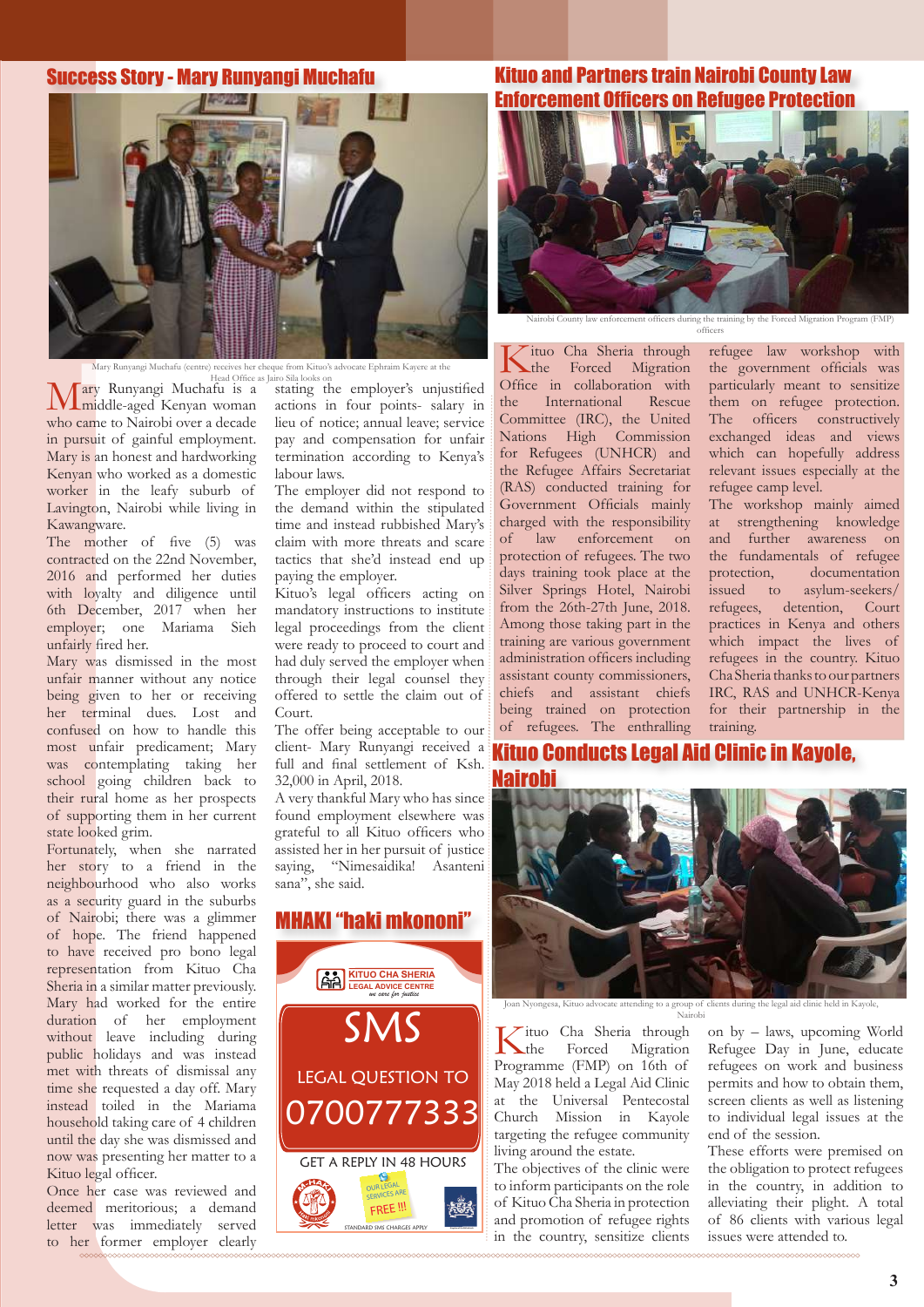## Success Story - Mary Runyangi Muchafu

Mary Runyangi Muchafu (centre) receives her cheque from Kituo's advocate Ephraim Kayere at the Head Office as Jairo Sila looks on

Mary Runyangi Muchafu is a middle-aged Kenyan woman who came to Nairobi over a decade in pursuit of gainful employment. Mary is an honest and hardworking Kenyan who worked as a domestic worker in the leafy suburb of Lavington, Nairobi while living in Kawangware.

The mother of five (5) was contracted on the 22nd November, 2016 and performed her duties with loyalty and diligence until 6th December, 2017 when her employer; one Mariama Sieh unfairly fired her.

Mary was dismissed in the most unfair manner without any notice being given to her or receiving her terminal dues. Lost and confused on how to handle this most unfair predicament; Mary was contemplating taking her school going children back to their rural home as her prospects of supporting them in her current state looked grim.

Fortunately, when she narrated her story to a friend in the neighbourhood who also works as a security guard in the suburbs of Nairobi; there was a glimmer of hope. The friend happened to have received pro bono legal representation from Kituo Cha Sheria in a similar matter previously. Mary had worked for the entire duration of her employment without leave including during public holidays and was instead met with threats of dismissal any time she requested a day off. Mary instead toiled in the Mariama household taking care of 4 children until the day she was dismissed and now was presenting her matter to a Kituo legal officer.

Once her case was reviewed and deemed meritorious; a demand letter was immediately served to her former employer clearly stating the employer's unjustified actions in four points- salary in lieu of notice; annual leave; service pay and compensation for unfair termination according to Kenya's labour laws.

The employer did not respond to the demand within the stipulated time and instead rubbished Mary's claim with more threats and scare tactics that she'd instead end up paying the employer.

Kituo's legal officers acting on mandatory instructions to institute legal proceedings from the client were ready to proceed to court and had duly served the employer when through their legal counsel they offered to settle the claim out of Court.

The offer being acceptable to our client- Mary Runyangi received a full and final settlement of Ksh. 32,000 in April, 2018.

A very thankful Mary who has since found employment elsewhere was grateful to all Kituo officers who assisted her in her pursuit of justice saying, "Nimesaidika! Asanteni sana", she said.

## MHAKI "haki mkononi"

KITUO CHA SHERIA
LEGAL ADVICE CENTRE
*we care for justice*

SMS

LEGAL QUESTION TO

0700777333

GET A REPLY IN 48 HOURS

OUR LEGAL SERVICES ARE FREE !!!

STANDARD SMS CHARGES APPLY

## Kituo and Partners train Nairobi County Law Enforcement Officers on Refugee Protection

Nairobi County law enforcement officers during the training by the Forced Migration Program (FMP) officers

Kituo Cha Sheria through the Forced Migration Office in collaboration with the International Rescue Committee (IRC), the United Nations High Commission for Refugees (UNHCR) and the Refugee Affairs Secretariat (RAS) conducted training for Government Officials mainly charged with the responsibility of law enforcement on protection of refugees. The two days training took place at the Silver Springs Hotel, Nairobi from the 26th-27th June, 2018. Among those taking part in the training are various government administration officers including assistant county commissioners, chiefs and assistant chiefs being trained on protection of refugees. The enthralling refugee law workshop with the government officials was particularly meant to sensitize them on refugee protection. The officers constructively exchanged ideas and views which can hopefully address relevant issues especially at the refugee camp level.

The workshop mainly aimed at strengthening knowledge and further awareness on the fundamentals of refugee protection, documentation issued to asylum-seekers/refugees, detention, Court practices in Kenya and others which impact the lives of refugees in the country. Kituo Cha Sheria thanks to our partners IRC, RAS and UNHCR-Kenya for their partnership in the training.

## Kituo Conducts Legal Aid Clinic in Kayole, Nairobi

Joan Nyongesa, Kituo advocate attending to a group of clients during the legal aid clinic held in Kayole, Nairobi

Kituo Cha Sheria through the Forced Migration Programme (FMP) on 16th of May 2018 held a Legal Aid Clinic at the Universal Pentecostal Church Mission in Kayole targeting the refugee community living around the estate.

The objectives of the clinic were to inform participants on the role of Kituo Cha Sheria in protection and promotion of refugee rights in the country, sensitize clients on by – laws, upcoming World Refugee Day in June, educate refugees on work and business permits and how to obtain them, screen clients as well as listening to individual legal issues at the end of the session.

These efforts were premised on the obligation to protect refugees in the country, in addition to alleviating their plight. A total of 86 clients with various legal issues were attended to.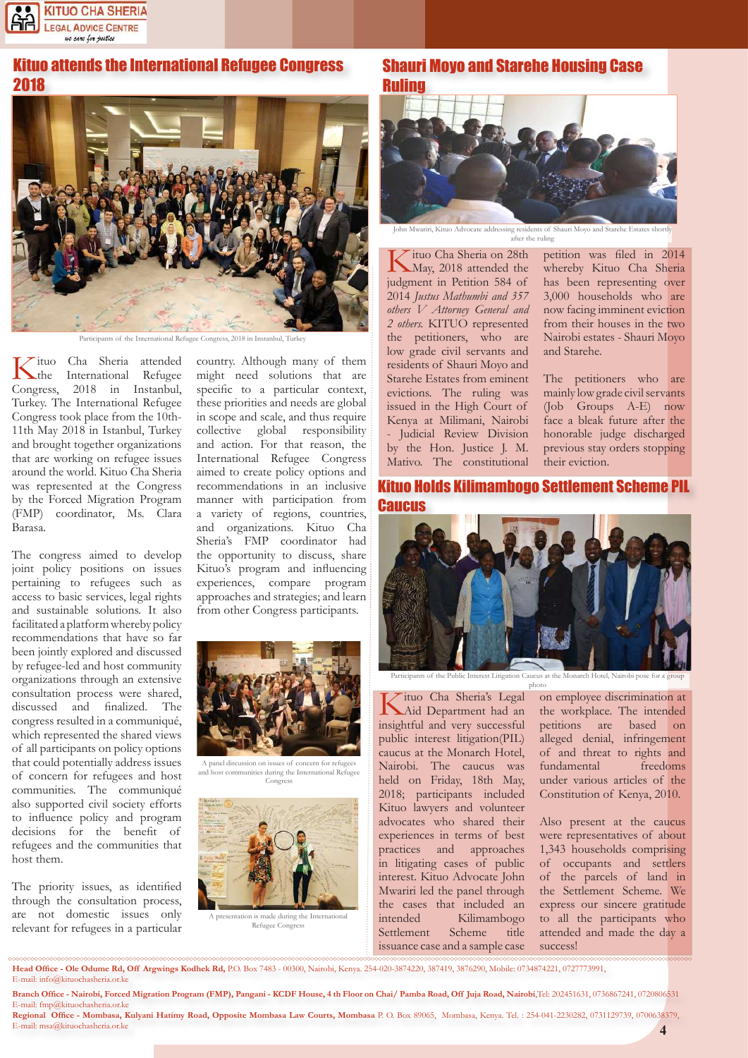## Kituo attends the International Refugee Congress 2018

Participants of the International Refugee Congress, 2018 in Instanbul, Turkey

Kituo Cha Sheria attended the International Refugee Congress, 2018 in Instanbul, Turkey. The International Refugee Congress took place from the 10th-11th May 2018 in Istanbul, Turkey and brought together organizations that are working on refugee issues around the world. Kituo Cha Sheria was represented at the Congress by the Forced Migration Program (FMP) coordinator, Ms. Clara Barasa.

The congress aimed to develop joint policy positions on issues pertaining to refugees such as access to basic services, legal rights and sustainable solutions. It also facilitated a platform whereby policy recommendations that have so far been jointly explored and discussed by refugee-led and host community organizations through an extensive consultation process were shared, discussed and finalized. The congress resulted in a communiqué, which represented the shared views of all participants on policy options that could potentially address issues of concern for refugees and host communities. The communiqué also supported civil society efforts to influence policy and program decisions for the benefit of refugees and the communities that host them.

The priority issues, as identified through the consultation process, are not domestic issues only relevant for refugees in a particular country. Although many of them might need solutions that are specific to a particular context, these priorities and needs are global in scope and scale, and thus require collective global responsibility and action. For that reason, the International Refugee Congress aimed to create policy options and recommendations in an inclusive manner with participation from a variety of regions, countries, and organizations. Kituo Cha Sheria's FMP coordinator had the opportunity to discuss, share Kituo's program and influencing experiences, compare program approaches and strategies; and learn from other Congress participants.

A panel discussion on issues of concern for refugees and host communities during the International Refugee Congress

A presentation is made during the International Refugee Congress

## Shauri Moyo and Starehe Housing Case Ruling

John Mwariri, Kituo Advocate addressing residents of Shauri Moyo and Starehe Estates shortly after the ruling

Kituo Cha Sheria on 28th May, 2018 attended the judgment in Petition 584 of 2014 *Justus Mathumbi and 357 others V Attorney General and 2 others.* KITUO represented the petitioners, who are low grade civil servants and residents of Shauri Moyo and Starehe Estates from eminent evictions. The ruling was issued in the High Court of Kenya at Milimani, Nairobi - Judicial Review Division by the Hon. Justice J. M. Mativo. The constitutional petition was filed in 2014 whereby Kituo Cha Sheria has been representing over 3,000 households who are now facing imminent eviction from their houses in the two Nairobi estates - Shauri Moyo and Starehe.

The petitioners who are mainly low grade civil servants (Job Groups A-E) now face a bleak future after the honorable judge discharged previous stay orders stopping their eviction.

## Kituo Holds Kilimambogo Settlement Scheme PIL Caucus

Participants of the Public Interest Litigation Caucus at the Monarch Hotel, Nairobi pose for a group photo

Kituo Cha Sheria's Legal Aid Department had an insightful and very successful public interest litigation(PIL) caucus at the Monarch Hotel, Nairobi. The caucus was held on Friday, 18th May, 2018; participants included Kituo lawyers and volunteer advocates who shared their experiences in terms of best practices and approaches in litigating cases of public interest. Kituo Advocate John Mwariri led the panel through the cases that included an intended Kilimambogo Settlement Scheme title issuance case and a sample case on employee discrimination at the workplace. The intended petitions are based on alleged denial, infringement of and threat to rights and fundamental freedoms under various articles of the Constitution of Kenya, 2010.

Also present at the caucus were representatives of about 1,343 households comprising of occupants and settlers of the parcels of land in the Settlement Scheme. We express our sincere gratitude to all the participants who attended and made the day a success!

**Head Office - Ole Odume Rd, Off Argwings Kodhek Rd,** P.O. Box 7483 - 00300, Nairobi, Kenya. 254-020-3874220, 387419, 3876290, Mobile: 0734874221, 0727773991,
E-mail: info@kituochasheria.or.ke

**Branch Office - Nairobi, Forced Migration Program (FMP), Pangani - KCDF House, 4 th Floor on Chai/ Pamba Road, Off Juja Road, Nairobi,**Tel: 202451631, 0736867241, 0720806531
E-mail: fmp@kituochasheria.or.ke

**Regional Office - Mombasa, Kulyani Hatimy Road, Opposite Mombasa Law Courts, Mombasa** P. O. Box 89065, Mombasa, Kenya. Tel. : 254-041-2230282, 0731129739, 0700638379,
E-mail: msa@kituochasheria.or.ke